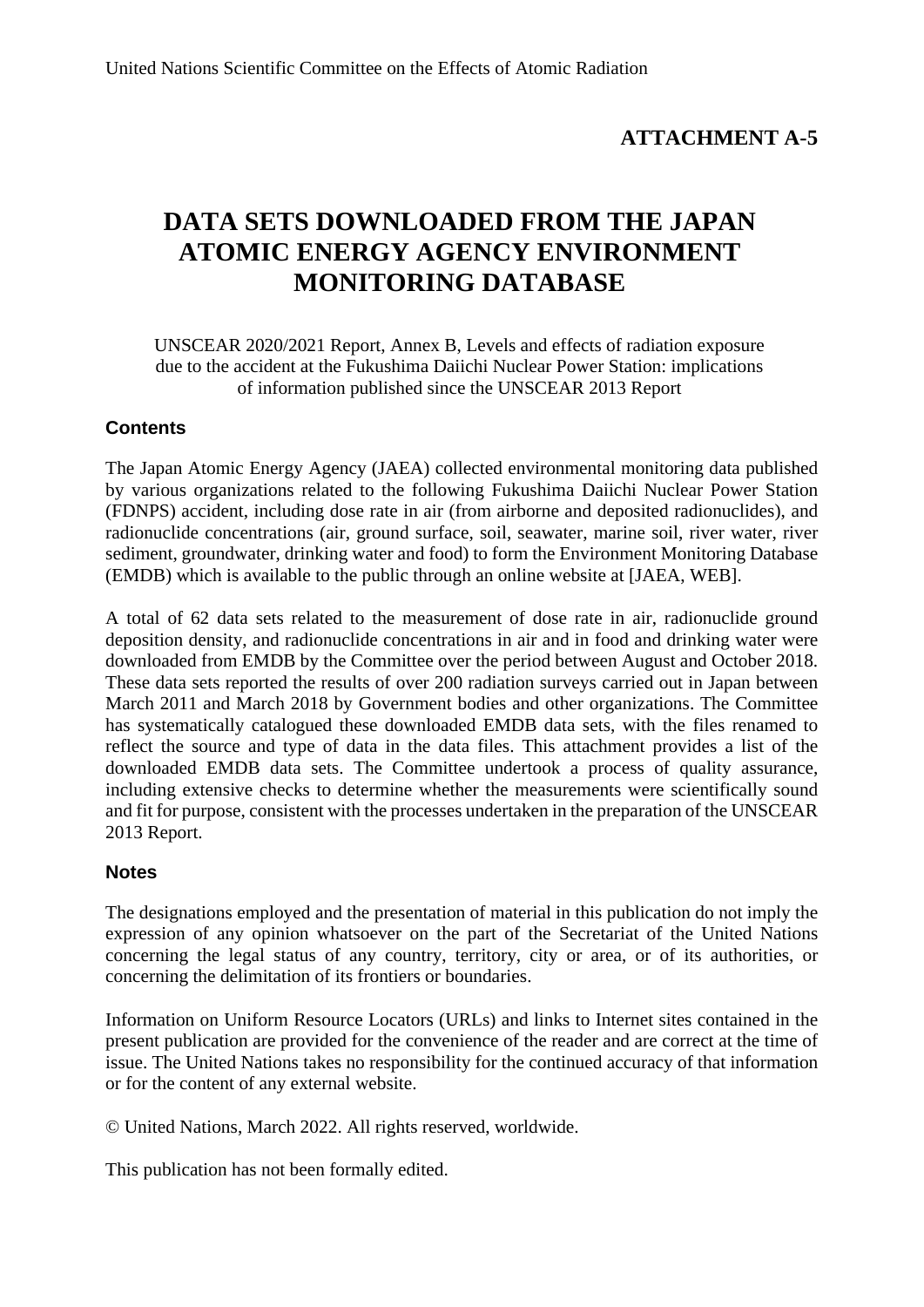United Nations Scientific Committee on the Effects of Atomic Radiation

**ATTACHMENT A-5**

# DATA SETS DOWNLOADED FROM THE JAPAN ATOMIC ENERGY AGENCY ENVIRONMENT MONITORING DATABASE

UNSCEAR 2020/2021 Report, Annex B, Levels and effects of radiation exposure due to the accident at the Fukushima Daiichi Nuclear Power Station: implications of information published since the UNSCEAR 2013 Report

## Contents

The Japan Atomic Energy Agency (JAEA) collected environmental monitoring data published by various organizations related to the following Fukushima Daiichi Nuclear Power Station (FDNPS) accident, including dose rate in air (from airborne and deposited radionuclides), and radionuclide concentrations (air, ground surface, soil, seawater, marine soil, river water, river sediment, groundwater, drinking water and food) to form the Environment Monitoring Database (EMDB) which is available to the public through an online website at [JAEA, WEB].

A total of 62 data sets related to the measurement of dose rate in air, radionuclide ground deposition density, and radionuclide concentrations in air and in food and drinking water were downloaded from EMDB by the Committee over the period between August and October 2018. These data sets reported the results of over 200 radiation surveys carried out in Japan between March 2011 and March 2018 by Government bodies and other organizations. The Committee has systematically catalogued these downloaded EMDB data sets, with the files renamed to reflect the source and type of data in the data files. This attachment provides a list of the downloaded EMDB data sets. The Committee undertook a process of quality assurance, including extensive checks to determine whether the measurements were scientifically sound and fit for purpose, consistent with the processes undertaken in the preparation of the UNSCEAR 2013 Report.

## Notes

The designations employed and the presentation of material in this publication do not imply the expression of any opinion whatsoever on the part of the Secretariat of the United Nations concerning the legal status of any country, territory, city or area, or of its authorities, or concerning the delimitation of its frontiers or boundaries.

Information on Uniform Resource Locators (URLs) and links to Internet sites contained in the present publication are provided for the convenience of the reader and are correct at the time of issue. The United Nations takes no responsibility for the continued accuracy of that information or for the content of any external website.

© United Nations, March 2022. All rights reserved, worldwide.

This publication has not been formally edited.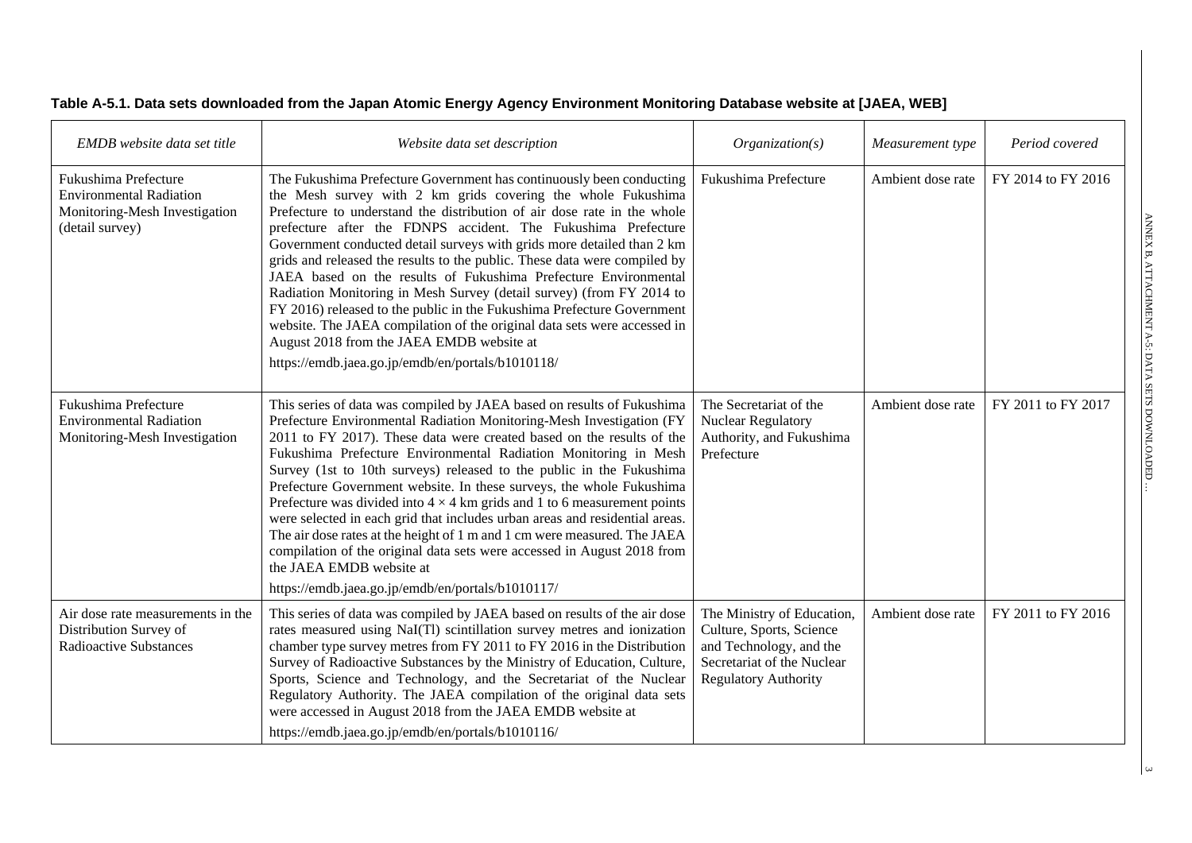**Table A-5.1. Data sets downloaded from the Japan Atomic Energy Agency Environment Monitoring Database website at [JAEA, WEB]**

| *EMDB website data set title* | *Website data set description* | *Organization(s)* | *Measurement type* | *Period covered* |
|---|---|---|---|---|
| Fukushima Prefecture Environmental Radiation Monitoring-Mesh Investigation (detail survey) | The Fukushima Prefecture Government has continuously been conducting the Mesh survey with 2 km grids covering the whole Fukushima Prefecture to understand the distribution of air dose rate in the whole prefecture after the FDNPS accident. The Fukushima Prefecture Government conducted detail surveys with grids more detailed than 2 km grids and released the results to the public. These data were compiled by JAEA based on the results of Fukushima Prefecture Environmental Radiation Monitoring in Mesh Survey (detail survey) (from FY 2014 to FY 2016) released to the public in the Fukushima Prefecture Government website. The JAEA compilation of the original data sets were accessed in August 2018 from the JAEA EMDB website at https://emdb.jaea.go.jp/emdb/en/portals/b1010118/ | Fukushima Prefecture | Ambient dose rate | FY 2014 to FY 2016 |
| Fukushima Prefecture Environmental Radiation Monitoring-Mesh Investigation | This series of data was compiled by JAEA based on results of Fukushima Prefecture Environmental Radiation Monitoring-Mesh Investigation (FY 2011 to FY 2017). These data were created based on the results of the Fukushima Prefecture Environmental Radiation Monitoring in Mesh Survey (1st to 10th surveys) released to the public in the Fukushima Prefecture Government website. In these surveys, the whole Fukushima Prefecture was divided into $4 \times 4$ km grids and 1 to 6 measurement points were selected in each grid that includes urban areas and residential areas. The air dose rates at the height of 1 m and 1 cm were measured. The JAEA compilation of the original data sets were accessed in August 2018 from the JAEA EMDB website at https://emdb.jaea.go.jp/emdb/en/portals/b1010117/ | The Secretariat of the Nuclear Regulatory Authority, and Fukushima Prefecture | Ambient dose rate | FY 2011 to FY 2017 |
| Air dose rate measurements in the Distribution Survey of Radioactive Substances | This series of data was compiled by JAEA based on results of the air dose rates measured using NaI(Tl) scintillation survey metres and ionization chamber type survey metres from FY 2011 to FY 2016 in the Distribution Survey of Radioactive Substances by the Ministry of Education, Culture, Sports, Science and Technology, and the Secretariat of the Nuclear Regulatory Authority. The JAEA compilation of the original data sets were accessed in August 2018 from the JAEA EMDB website at https://emdb.jaea.go.jp/emdb/en/portals/b1010116/ | The Ministry of Education, Culture, Sports, Science and Technology, and the Secretariat of the Nuclear Regulatory Authority | Ambient dose rate | FY 2011 to FY 2016 |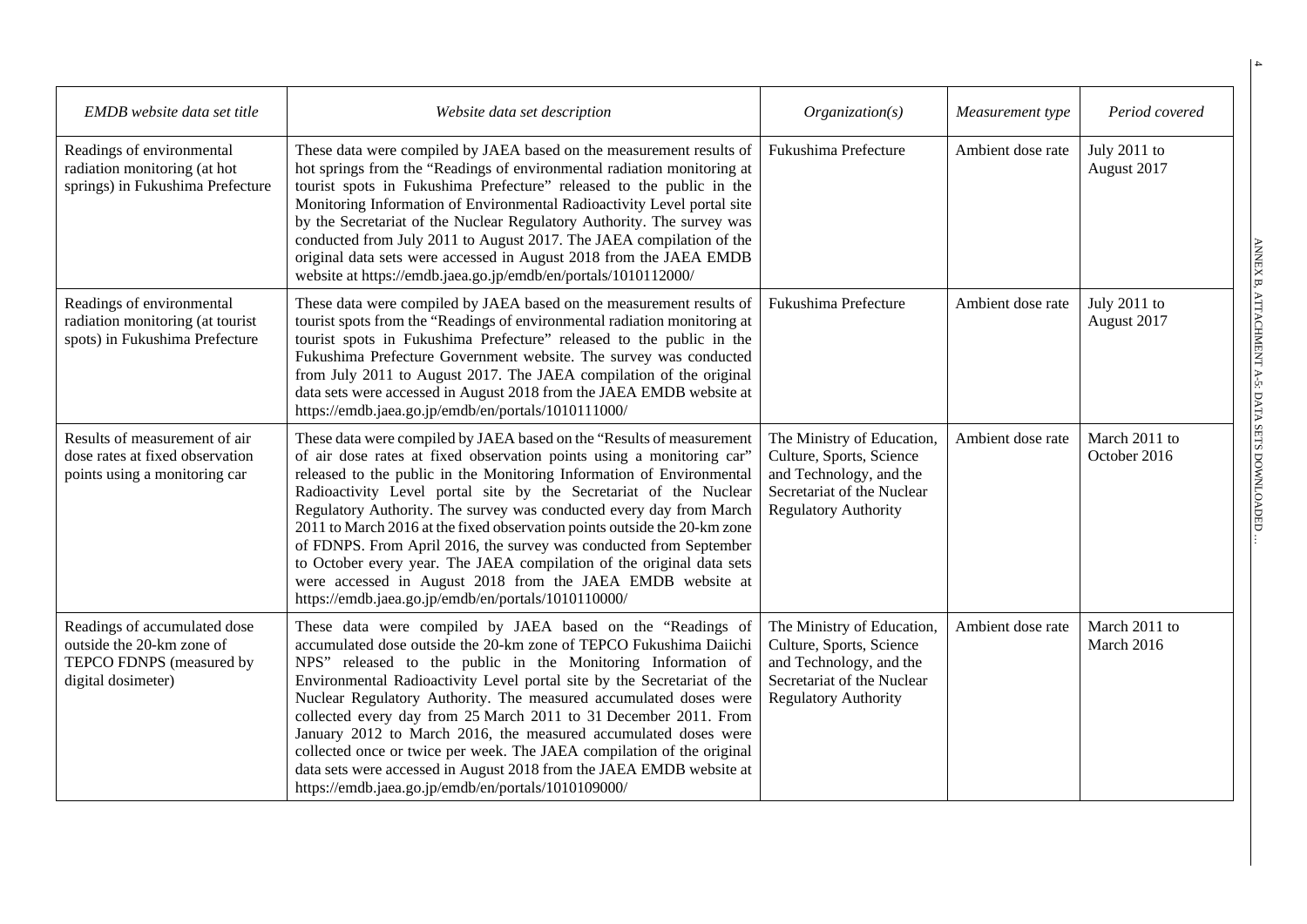| *EMDB website data set title* | *Website data set description* | *Organization(s)* | *Measurement type* | *Period covered* |
|---|---|---|---|---|
| Readings of environmental radiation monitoring (at hot springs) in Fukushima Prefecture | These data were compiled by JAEA based on the measurement results of hot springs from the "Readings of environmental radiation monitoring at tourist spots in Fukushima Prefecture" released to the public in the Monitoring Information of Environmental Radioactivity Level portal site by the Secretariat of the Nuclear Regulatory Authority. The survey was conducted from July 2011 to August 2017. The JAEA compilation of the original data sets were accessed in August 2018 from the JAEA EMDB website at https://emdb.jaea.go.jp/emdb/en/portals/1010112000/ | Fukushima Prefecture | Ambient dose rate | July 2011 to August 2017 |
| Readings of environmental radiation monitoring (at tourist spots) in Fukushima Prefecture | These data were compiled by JAEA based on the measurement results of tourist spots from the "Readings of environmental radiation monitoring at tourist spots in Fukushima Prefecture" released to the public in the Fukushima Prefecture Government website. The survey was conducted from July 2011 to August 2017. The JAEA compilation of the original data sets were accessed in August 2018 from the JAEA EMDB website at https://emdb.jaea.go.jp/emdb/en/portals/1010111000/ | Fukushima Prefecture | Ambient dose rate | July 2011 to August 2017 |
| Results of measurement of air dose rates at fixed observation points using a monitoring car | These data were compiled by JAEA based on the "Results of measurement of air dose rates at fixed observation points using a monitoring car" released to the public in the Monitoring Information of Environmental Radioactivity Level portal site by the Secretariat of the Nuclear Regulatory Authority. The survey was conducted every day from March 2011 to March 2016 at the fixed observation points outside the 20-km zone of FDNPS. From April 2016, the survey was conducted from September to October every year. The JAEA compilation of the original data sets were accessed in August 2018 from the JAEA EMDB website at https://emdb.jaea.go.jp/emdb/en/portals/1010110000/ | The Ministry of Education, Culture, Sports, Science and Technology, and the Secretariat of the Nuclear Regulatory Authority | Ambient dose rate | March 2011 to October 2016 |
| Readings of accumulated dose outside the 20-km zone of TEPCO FDNPS (measured by digital dosimeter) | These data were compiled by JAEA based on the "Readings of accumulated dose outside the 20-km zone of TEPCO Fukushima Daiichi NPS" released to the public in the Monitoring Information of Environmental Radioactivity Level portal site by the Secretariat of the Nuclear Regulatory Authority. The measured accumulated doses were collected every day from 25 March 2011 to 31 December 2011. From January 2012 to March 2016, the measured accumulated doses were collected once or twice per week. The JAEA compilation of the original data sets were accessed in August 2018 from the JAEA EMDB website at https://emdb.jaea.go.jp/emdb/en/portals/1010109000/ | The Ministry of Education, Culture, Sports, Science and Technology, and the Secretariat of the Nuclear Regulatory Authority | Ambient dose rate | March 2011 to March 2016 |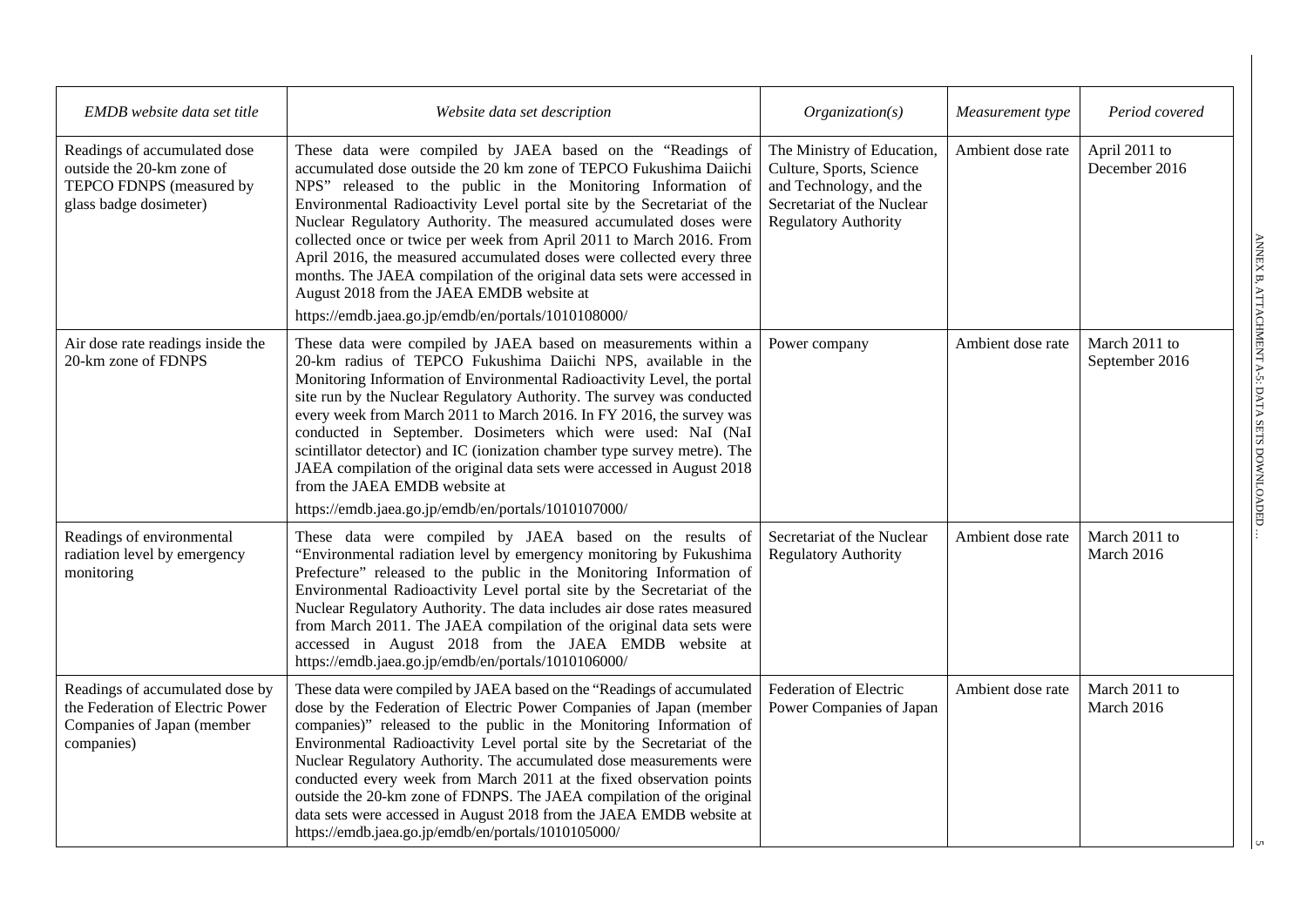| *EMDB website data set title* | *Website data set description* | *Organization(s)* | *Measurement type* | *Period covered* |
|---|---|---|---|---|
| Readings of accumulated dose outside the 20-km zone of TEPCO FDNPS (measured by glass badge dosimeter) | These data were compiled by JAEA based on the "Readings of accumulated dose outside the 20 km zone of TEPCO Fukushima Daiichi NPS" released to the public in the Monitoring Information of Environmental Radioactivity Level portal site by the Secretariat of the Nuclear Regulatory Authority. The measured accumulated doses were collected once or twice per week from April 2011 to March 2016. From April 2016, the measured accumulated doses were collected every three months. The JAEA compilation of the original data sets were accessed in August 2018 from the JAEA EMDB website at https://emdb.jaea.go.jp/emdb/en/portals/1010108000/ | The Ministry of Education, Culture, Sports, Science and Technology, and the Secretariat of the Nuclear Regulatory Authority | Ambient dose rate | April 2011 to December 2016 |
| Air dose rate readings inside the 20-km zone of FDNPS | These data were compiled by JAEA based on measurements within a 20-km radius of TEPCO Fukushima Daiichi NPS, available in the Monitoring Information of Environmental Radioactivity Level, the portal site run by the Nuclear Regulatory Authority. The survey was conducted every week from March 2011 to March 2016. In FY 2016, the survey was conducted in September. Dosimeters which were used: NaI (NaI scintillator detector) and IC (ionization chamber type survey metre). The JAEA compilation of the original data sets were accessed in August 2018 from the JAEA EMDB website at https://emdb.jaea.go.jp/emdb/en/portals/1010107000/ | Power company | Ambient dose rate | March 2011 to September 2016 |
| Readings of environmental radiation level by emergency monitoring | These data were compiled by JAEA based on the results of "Environmental radiation level by emergency monitoring by Fukushima Prefecture" released to the public in the Monitoring Information of Environmental Radioactivity Level portal site by the Secretariat of the Nuclear Regulatory Authority. The data includes air dose rates measured from March 2011. The JAEA compilation of the original data sets were accessed in August 2018 from the JAEA EMDB website at https://emdb.jaea.go.jp/emdb/en/portals/1010106000/ | Secretariat of the Nuclear Regulatory Authority | Ambient dose rate | March 2011 to March 2016 |
| Readings of accumulated dose by the Federation of Electric Power Companies of Japan (member companies) | These data were compiled by JAEA based on the "Readings of accumulated dose by the Federation of Electric Power Companies of Japan (member companies)" released to the public in the Monitoring Information of Environmental Radioactivity Level portal site by the Secretariat of the Nuclear Regulatory Authority. The accumulated dose measurements were conducted every week from March 2011 at the fixed observation points outside the 20-km zone of FDNPS. The JAEA compilation of the original data sets were accessed in August 2018 from the JAEA EMDB website at https://emdb.jaea.go.jp/emdb/en/portals/1010105000/ | Federation of Electric Power Companies of Japan | Ambient dose rate | March 2011 to March 2016 |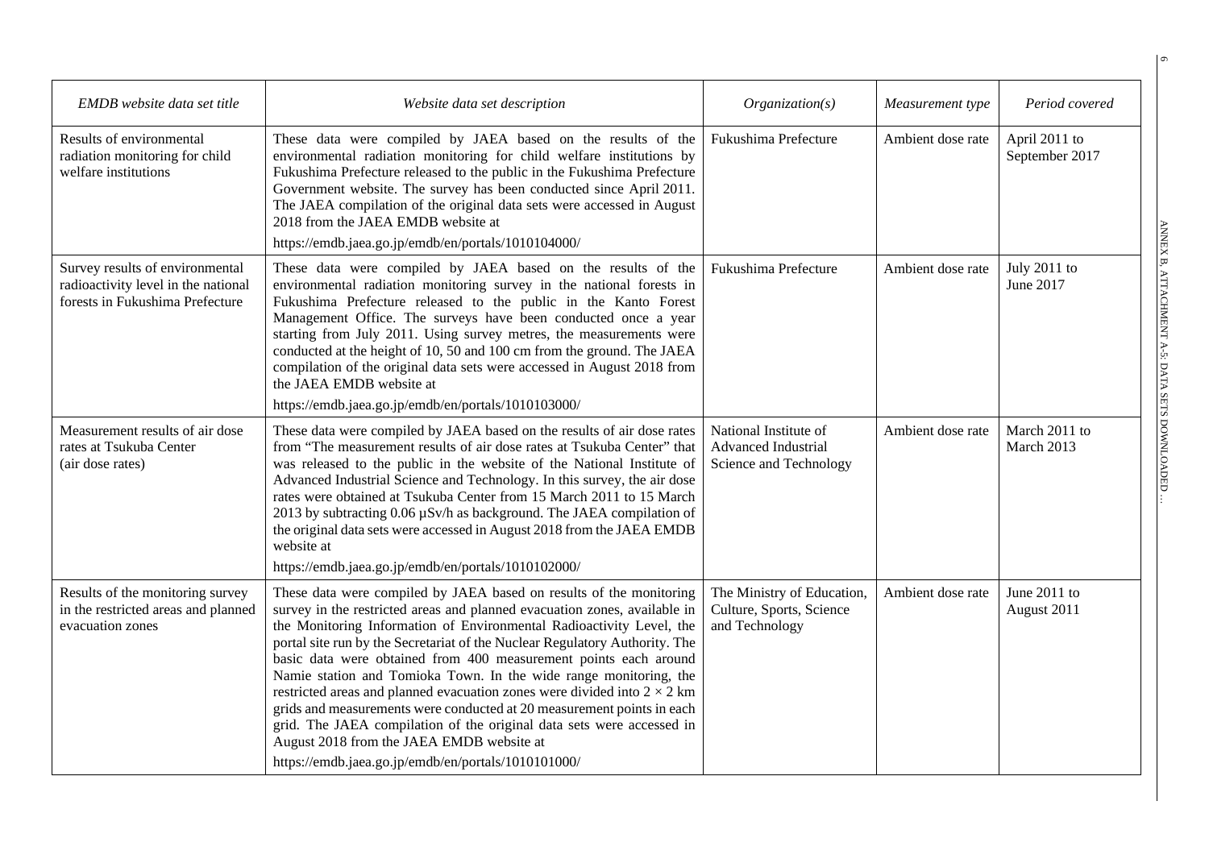| *EMDB website data set title* | *Website data set description* | *Organization(s)* | *Measurement type* | *Period covered* |
|---|---|---|---|---|
| Results of environmental radiation monitoring for child welfare institutions | These data were compiled by JAEA based on the results of the environmental radiation monitoring for child welfare institutions by Fukushima Prefecture released to the public in the Fukushima Prefecture Government website. The survey has been conducted since April 2011. The JAEA compilation of the original data sets were accessed in August 2018 from the JAEA EMDB website at https://emdb.jaea.go.jp/emdb/en/portals/1010104000/ | Fukushima Prefecture | Ambient dose rate | April 2011 to September 2017 |
| Survey results of environmental radioactivity level in the national forests in Fukushima Prefecture | These data were compiled by JAEA based on the results of the environmental radiation monitoring survey in the national forests in Fukushima Prefecture released to the public in the Kanto Forest Management Office. The surveys have been conducted once a year starting from July 2011. Using survey metres, the measurements were conducted at the height of 10, 50 and 100 cm from the ground. The JAEA compilation of the original data sets were accessed in August 2018 from the JAEA EMDB website at https://emdb.jaea.go.jp/emdb/en/portals/1010103000/ | Fukushima Prefecture | Ambient dose rate | July 2011 to June 2017 |
| Measurement results of air dose rates at Tsukuba Center (air dose rates) | These data were compiled by JAEA based on the results of air dose rates from "The measurement results of air dose rates at Tsukuba Center" that was released to the public in the website of the National Institute of Advanced Industrial Science and Technology. In this survey, the air dose rates were obtained at Tsukuba Center from 15 March 2011 to 15 March 2013 by subtracting 0.06 µSv/h as background. The JAEA compilation of the original data sets were accessed in August 2018 from the JAEA EMDB website at https://emdb.jaea.go.jp/emdb/en/portals/1010102000/ | National Institute of Advanced Industrial Science and Technology | Ambient dose rate | March 2011 to March 2013 |
| Results of the monitoring survey in the restricted areas and planned evacuation zones | These data were compiled by JAEA based on results of the monitoring survey in the restricted areas and planned evacuation zones, available in the Monitoring Information of Environmental Radioactivity Level, the portal site run by the Secretariat of the Nuclear Regulatory Authority. The basic data were obtained from 400 measurement points each around Namie station and Tomioka Town. In the wide range monitoring, the restricted areas and planned evacuation zones were divided into $2 \times 2$ km grids and measurements were conducted at 20 measurement points in each grid. The JAEA compilation of the original data sets were accessed in August 2018 from the JAEA EMDB website at https://emdb.jaea.go.jp/emdb/en/portals/1010101000/ | The Ministry of Education, Culture, Sports, Science and Technology | Ambient dose rate | June 2011 to August 2011 |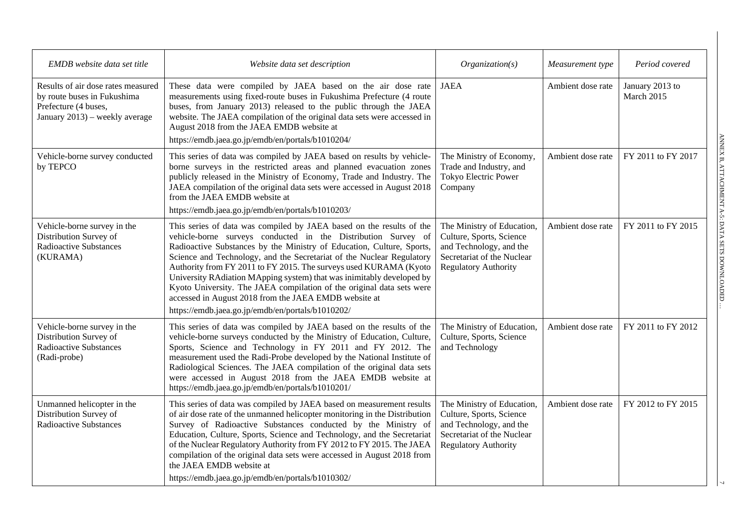| *EMDB website data set title* | *Website data set description* | *Organization(s)* | *Measurement type* | *Period covered* |
|---|---|---|---|---|
| Results of air dose rates measured by route buses in Fukushima Prefecture (4 buses, January 2013) – weekly average | These data were compiled by JAEA based on the air dose rate measurements using fixed-route buses in Fukushima Prefecture (4 route buses, from January 2013) released to the public through the JAEA website. The JAEA compilation of the original data sets were accessed in August 2018 from the JAEA EMDB website at https://emdb.jaea.go.jp/emdb/en/portals/b1010204/ | JAEA | Ambient dose rate | January 2013 to March 2015 |
| Vehicle-borne survey conducted by TEPCO | This series of data was compiled by JAEA based on results by vehicle-borne surveys in the restricted areas and planned evacuation zones publicly released in the Ministry of Economy, Trade and Industry. The JAEA compilation of the original data sets were accessed in August 2018 from the JAEA EMDB website at https://emdb.jaea.go.jp/emdb/en/portals/b1010203/ | The Ministry of Economy, Trade and Industry, and Tokyo Electric Power Company | Ambient dose rate | FY 2011 to FY 2017 |
| Vehicle-borne survey in the Distribution Survey of Radioactive Substances (KURAMA) | This series of data was compiled by JAEA based on the results of the vehicle-borne surveys conducted in the Distribution Survey of Radioactive Substances by the Ministry of Education, Culture, Sports, Science and Technology, and the Secretariat of the Nuclear Regulatory Authority from FY 2011 to FY 2015. The surveys used KURAMA (Kyoto University RAdiation MApping system) that was inimitably developed by Kyoto University. The JAEA compilation of the original data sets were accessed in August 2018 from the JAEA EMDB website at https://emdb.jaea.go.jp/emdb/en/portals/b1010202/ | The Ministry of Education, Culture, Sports, Science and Technology, and the Secretariat of the Nuclear Regulatory Authority | Ambient dose rate | FY 2011 to FY 2015 |
| Vehicle-borne survey in the Distribution Survey of Radioactive Substances (Radi-probe) | This series of data was compiled by JAEA based on the results of the vehicle-borne surveys conducted by the Ministry of Education, Culture, Sports, Science and Technology in FY 2011 and FY 2012. The measurement used the Radi-Probe developed by the National Institute of Radiological Sciences. The JAEA compilation of the original data sets were accessed in August 2018 from the JAEA EMDB website at https://emdb.jaea.go.jp/emdb/en/portals/b1010201/ | The Ministry of Education, Culture, Sports, Science and Technology | Ambient dose rate | FY 2011 to FY 2012 |
| Unmanned helicopter in the Distribution Survey of Radioactive Substances | This series of data was compiled by JAEA based on measurement results of air dose rate of the unmanned helicopter monitoring in the Distribution Survey of Radioactive Substances conducted by the Ministry of Education, Culture, Sports, Science and Technology, and the Secretariat of the Nuclear Regulatory Authority from FY 2012 to FY 2015. The JAEA compilation of the original data sets were accessed in August 2018 from the JAEA EMDB website at https://emdb.jaea.go.jp/emdb/en/portals/b1010302/ | The Ministry of Education, Culture, Sports, Science and Technology, and the Secretariat of the Nuclear Regulatory Authority | Ambient dose rate | FY 2012 to FY 2015 |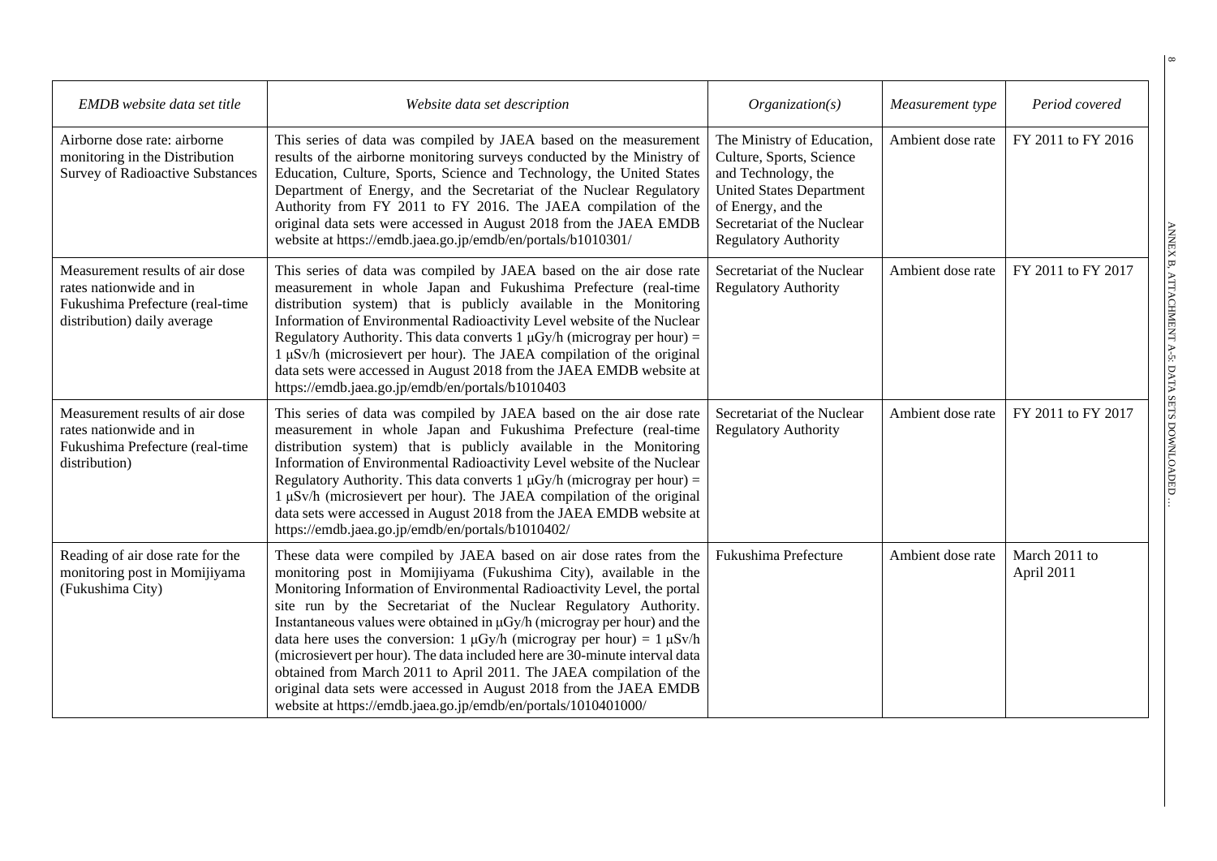| *EMDB website data set title* | *Website data set description* | *Organization(s)* | *Measurement type* | *Period covered* |
|---|---|---|---|---|
| Airborne dose rate: airborne monitoring in the Distribution Survey of Radioactive Substances | This series of data was compiled by JAEA based on the measurement results of the airborne monitoring surveys conducted by the Ministry of Education, Culture, Sports, Science and Technology, the United States Department of Energy, and the Secretariat of the Nuclear Regulatory Authority from FY 2011 to FY 2016. The JAEA compilation of the original data sets were accessed in August 2018 from the JAEA EMDB website at https://emdb.jaea.go.jp/emdb/en/portals/b1010301/ | The Ministry of Education, Culture, Sports, Science and Technology, the United States Department of Energy, and the Secretariat of the Nuclear Regulatory Authority | Ambient dose rate | FY 2011 to FY 2016 |
| Measurement results of air dose rates nationwide and in Fukushima Prefecture (real-time distribution) daily average | This series of data was compiled by JAEA based on the air dose rate measurement in whole Japan and Fukushima Prefecture (real-time distribution system) that is publicly available in the Monitoring Information of Environmental Radioactivity Level website of the Nuclear Regulatory Authority. This data converts 1 μGy/h (microgray per hour) = 1 μSv/h (microsievert per hour). The JAEA compilation of the original data sets were accessed in August 2018 from the JAEA EMDB website at https://emdb.jaea.go.jp/emdb/en/portals/b1010403 | Secretariat of the Nuclear Regulatory Authority | Ambient dose rate | FY 2011 to FY 2017 |
| Measurement results of air dose rates nationwide and in Fukushima Prefecture (real-time distribution) | This series of data was compiled by JAEA based on the air dose rate measurement in whole Japan and Fukushima Prefecture (real-time distribution system) that is publicly available in the Monitoring Information of Environmental Radioactivity Level website of the Nuclear Regulatory Authority. This data converts 1 μGy/h (microgray per hour) = 1 μSv/h (microsievert per hour). The JAEA compilation of the original data sets were accessed in August 2018 from the JAEA EMDB website at https://emdb.jaea.go.jp/emdb/en/portals/b1010402/ | Secretariat of the Nuclear Regulatory Authority | Ambient dose rate | FY 2011 to FY 2017 |
| Reading of air dose rate for the monitoring post in Momijiyama (Fukushima City) | These data were compiled by JAEA based on air dose rates from the monitoring post in Momijiyama (Fukushima City), available in the Monitoring Information of Environmental Radioactivity Level, the portal site run by the Secretariat of the Nuclear Regulatory Authority. Instantaneous values were obtained in μGy/h (microgray per hour) and the data here uses the conversion: 1 μGy/h (microgray per hour) = 1 μSv/h (microsievert per hour). The data included here are 30-minute interval data obtained from March 2011 to April 2011. The JAEA compilation of the original data sets were accessed in August 2018 from the JAEA EMDB website at https://emdb.jaea.go.jp/emdb/en/portals/1010401000/ | Fukushima Prefecture | Ambient dose rate | March 2011 to April 2011 |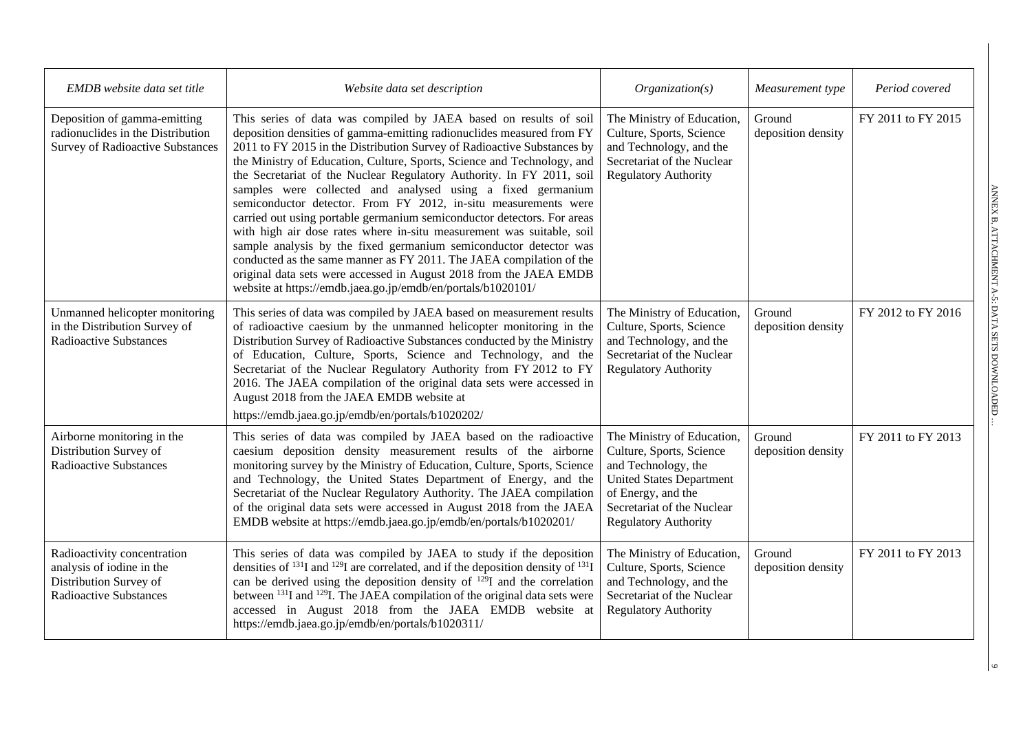| *EMDB website data set title* | *Website data set description* | *Organization(s)* | *Measurement type* | *Period covered* |
|---|---|---|---|---|
| Deposition of gamma-emitting radionuclides in the Distribution Survey of Radioactive Substances | This series of data was compiled by JAEA based on results of soil deposition densities of gamma-emitting radionuclides measured from FY 2011 to FY 2015 in the Distribution Survey of Radioactive Substances by the Ministry of Education, Culture, Sports, Science and Technology, and the Secretariat of the Nuclear Regulatory Authority. In FY 2011, soil samples were collected and analysed using a fixed germanium semiconductor detector. From FY 2012, in-situ measurements were carried out using portable germanium semiconductor detectors. For areas with high air dose rates where in-situ measurement was suitable, soil sample analysis by the fixed germanium semiconductor detector was conducted as the same manner as FY 2011. The JAEA compilation of the original data sets were accessed in August 2018 from the JAEA EMDB website at https://emdb.jaea.go.jp/emdb/en/portals/b1020101/ | The Ministry of Education, Culture, Sports, Science and Technology, and the Secretariat of the Nuclear Regulatory Authority | Ground deposition density | FY 2011 to FY 2015 |
| Unmanned helicopter monitoring in the Distribution Survey of Radioactive Substances | This series of data was compiled by JAEA based on measurement results of radioactive caesium by the unmanned helicopter monitoring in the Distribution Survey of Radioactive Substances conducted by the Ministry of Education, Culture, Sports, Science and Technology, and the Secretariat of the Nuclear Regulatory Authority from FY 2012 to FY 2016. The JAEA compilation of the original data sets were accessed in August 2018 from the JAEA EMDB website at https://emdb.jaea.go.jp/emdb/en/portals/b1020202/ | The Ministry of Education, Culture, Sports, Science and Technology, and the Secretariat of the Nuclear Regulatory Authority | Ground deposition density | FY 2012 to FY 2016 |
| Airborne monitoring in the Distribution Survey of Radioactive Substances | This series of data was compiled by JAEA based on the radioactive caesium deposition density measurement results of the airborne monitoring survey by the Ministry of Education, Culture, Sports, Science and Technology, the United States Department of Energy, and the Secretariat of the Nuclear Regulatory Authority. The JAEA compilation of the original data sets were accessed in August 2018 from the JAEA EMDB website at https://emdb.jaea.go.jp/emdb/en/portals/b1020201/ | The Ministry of Education, Culture, Sports, Science and Technology, the United States Department of Energy, and the Secretariat of the Nuclear Regulatory Authority | Ground deposition density | FY 2011 to FY 2013 |
| Radioactivity concentration analysis of iodine in the Distribution Survey of Radioactive Substances | This series of data was compiled by JAEA to study if the deposition densities of $^{131}I$ and $^{129}I$ are correlated, and if the deposition density of $^{131}I$ can be derived using the deposition density of $^{129}I$ and the correlation between $^{131}I$ and $^{129}I$. The JAEA compilation of the original data sets were accessed in August 2018 from the JAEA EMDB website at https://emdb.jaea.go.jp/emdb/en/portals/b1020311/ | The Ministry of Education, Culture, Sports, Science and Technology, and the Secretariat of the Nuclear Regulatory Authority | Ground deposition density | FY 2011 to FY 2013 |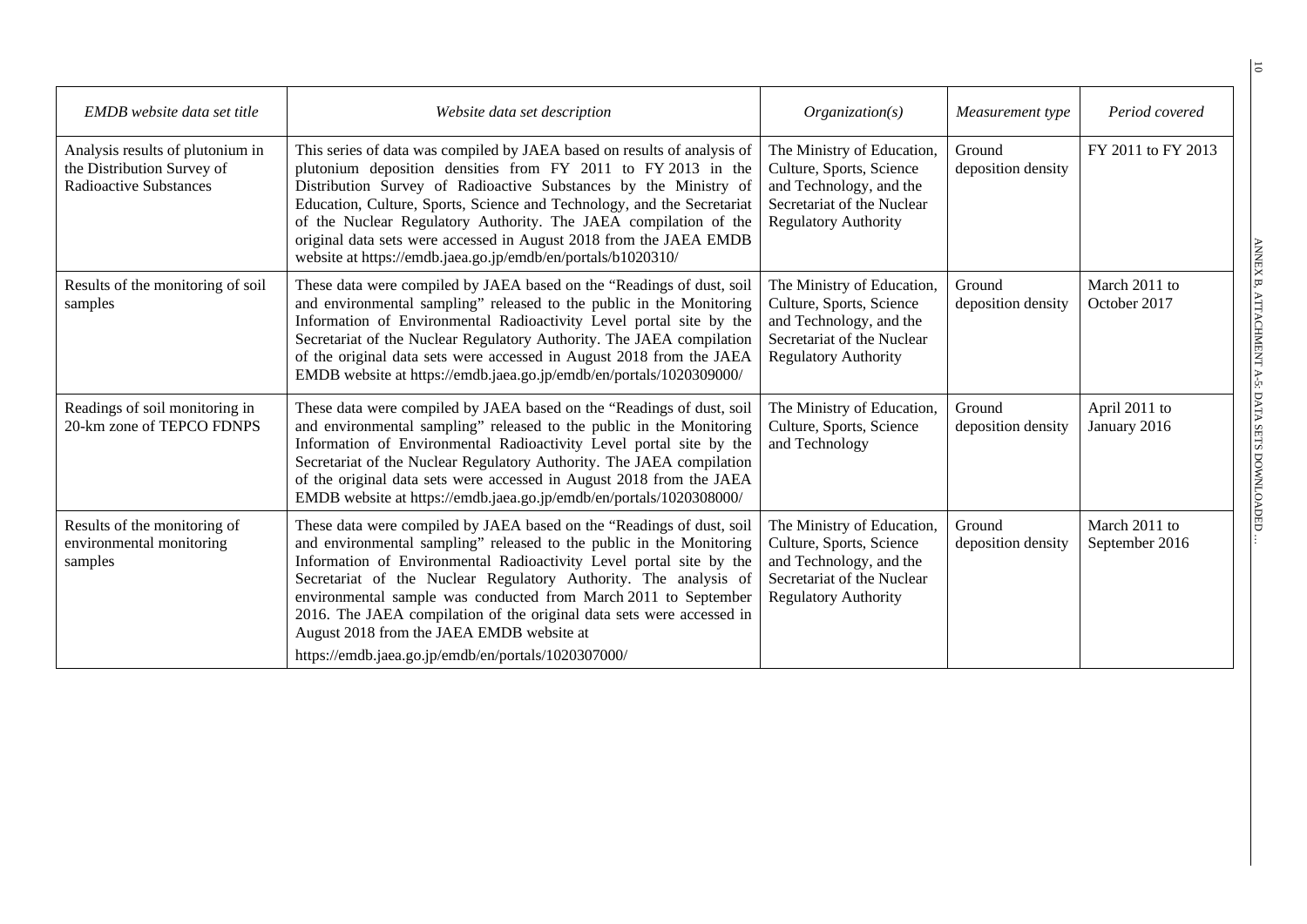| *EMDB website data set title* | *Website data set description* | *Organization(s)* | *Measurement type* | *Period covered* |
|---|---|---|---|---|
| Analysis results of plutonium in the Distribution Survey of Radioactive Substances | This series of data was compiled by JAEA based on results of analysis of plutonium deposition densities from FY 2011 to FY 2013 in the Distribution Survey of Radioactive Substances by the Ministry of Education, Culture, Sports, Science and Technology, and the Secretariat of the Nuclear Regulatory Authority. The JAEA compilation of the original data sets were accessed in August 2018 from the JAEA EMDB website at https://emdb.jaea.go.jp/emdb/en/portals/b1020310/ | The Ministry of Education, Culture, Sports, Science and Technology, and the Secretariat of the Nuclear Regulatory Authority | Ground deposition density | FY 2011 to FY 2013 |
| Results of the monitoring of soil samples | These data were compiled by JAEA based on the "Readings of dust, soil and environmental sampling" released to the public in the Monitoring Information of Environmental Radioactivity Level portal site by the Secretariat of the Nuclear Regulatory Authority. The JAEA compilation of the original data sets were accessed in August 2018 from the JAEA EMDB website at https://emdb.jaea.go.jp/emdb/en/portals/1020309000/ | The Ministry of Education, Culture, Sports, Science and Technology, and the Secretariat of the Nuclear Regulatory Authority | Ground deposition density | March 2011 to October 2017 |
| Readings of soil monitoring in 20-km zone of TEPCO FDNPS | These data were compiled by JAEA based on the "Readings of dust, soil and environmental sampling" released to the public in the Monitoring Information of Environmental Radioactivity Level portal site by the Secretariat of the Nuclear Regulatory Authority. The JAEA compilation of the original data sets were accessed in August 2018 from the JAEA EMDB website at https://emdb.jaea.go.jp/emdb/en/portals/1020308000/ | The Ministry of Education, Culture, Sports, Science and Technology | Ground deposition density | April 2011 to January 2016 |
| Results of the monitoring of environmental monitoring samples | These data were compiled by JAEA based on the "Readings of dust, soil and environmental sampling" released to the public in the Monitoring Information of Environmental Radioactivity Level portal site by the Secretariat of the Nuclear Regulatory Authority. The analysis of environmental sample was conducted from March 2011 to September 2016. The JAEA compilation of the original data sets were accessed in August 2018 from the JAEA EMDB website at https://emdb.jaea.go.jp/emdb/en/portals/1020307000/ | The Ministry of Education, Culture, Sports, Science and Technology, and the Secretariat of the Nuclear Regulatory Authority | Ground deposition density | March 2011 to September 2016 |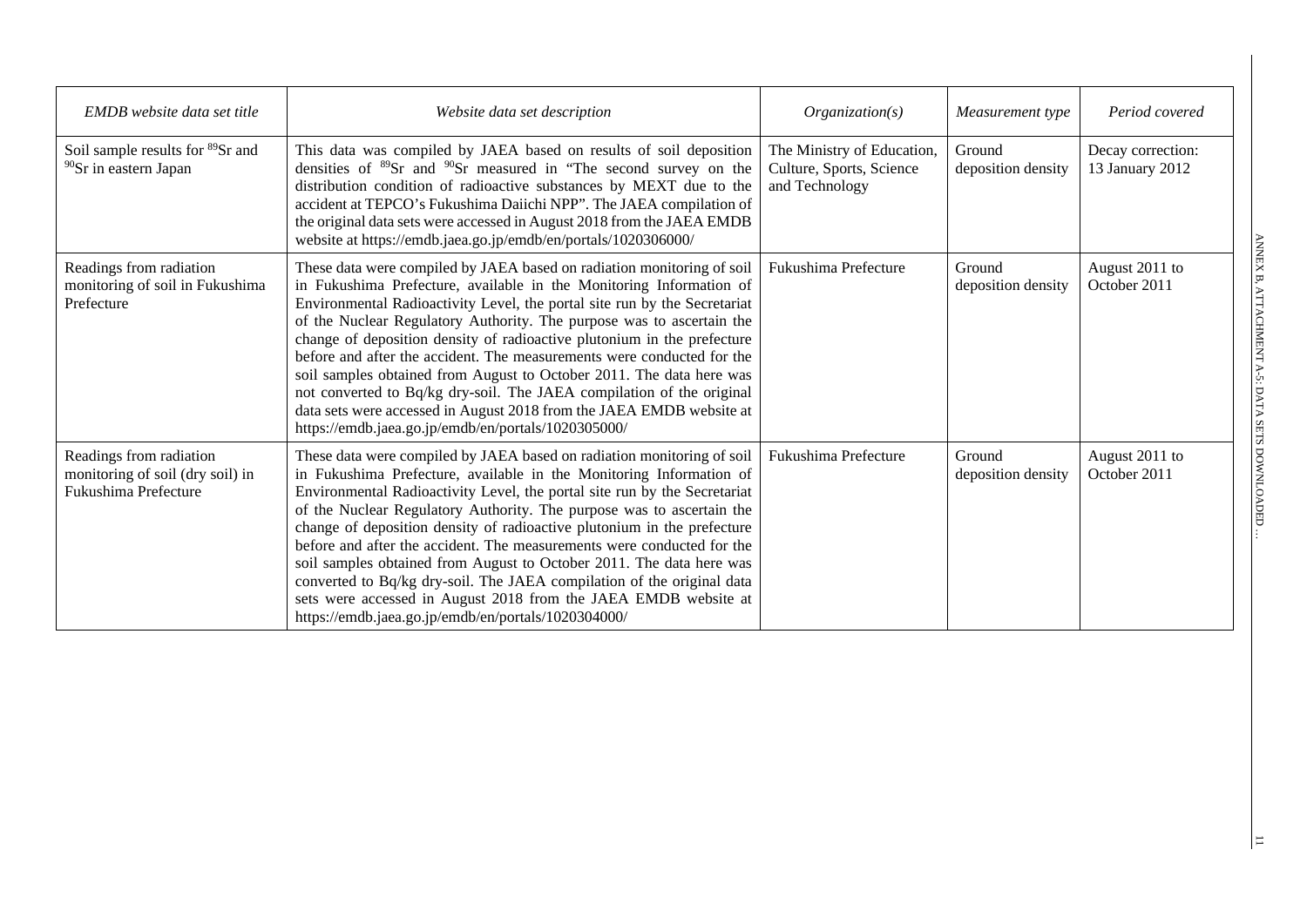| *EMDB website data set title* | *Website data set description* | *Organization(s)* | *Measurement type* | *Period covered* |
|---|---|---|---|---|
| Soil sample results for $^{89}$Sr and $^{90}$Sr in eastern Japan | This data was compiled by JAEA based on results of soil deposition densities of $^{89}$Sr and $^{90}$Sr measured in "The second survey on the distribution condition of radioactive substances by MEXT due to the accident at TEPCO's Fukushima Daiichi NPP". The JAEA compilation of the original data sets were accessed in August 2018 from the JAEA EMDB website at https://emdb.jaea.go.jp/emdb/en/portals/1020306000/ | The Ministry of Education, Culture, Sports, Science and Technology | Ground deposition density | Decay correction: 13 January 2012 |
| Readings from radiation monitoring of soil in Fukushima Prefecture | These data were compiled by JAEA based on radiation monitoring of soil in Fukushima Prefecture, available in the Monitoring Information of Environmental Radioactivity Level, the portal site run by the Secretariat of the Nuclear Regulatory Authority. The purpose was to ascertain the change of deposition density of radioactive plutonium in the prefecture before and after the accident. The measurements were conducted for the soil samples obtained from August to October 2011. The data here was not converted to Bq/kg dry-soil. The JAEA compilation of the original data sets were accessed in August 2018 from the JAEA EMDB website at https://emdb.jaea.go.jp/emdb/en/portals/1020305000/ | Fukushima Prefecture | Ground deposition density | August 2011 to October 2011 |
| Readings from radiation monitoring of soil (dry soil) in Fukushima Prefecture | These data were compiled by JAEA based on radiation monitoring of soil in Fukushima Prefecture, available in the Monitoring Information of Environmental Radioactivity Level, the portal site run by the Secretariat of the Nuclear Regulatory Authority. The purpose was to ascertain the change of deposition density of radioactive plutonium in the prefecture before and after the accident. The measurements were conducted for the soil samples obtained from August to October 2011. The data here was converted to Bq/kg dry-soil. The JAEA compilation of the original data sets were accessed in August 2018 from the JAEA EMDB website at https://emdb.jaea.go.jp/emdb/en/portals/1020304000/ | Fukushima Prefecture | Ground deposition density | August 2011 to October 2011 |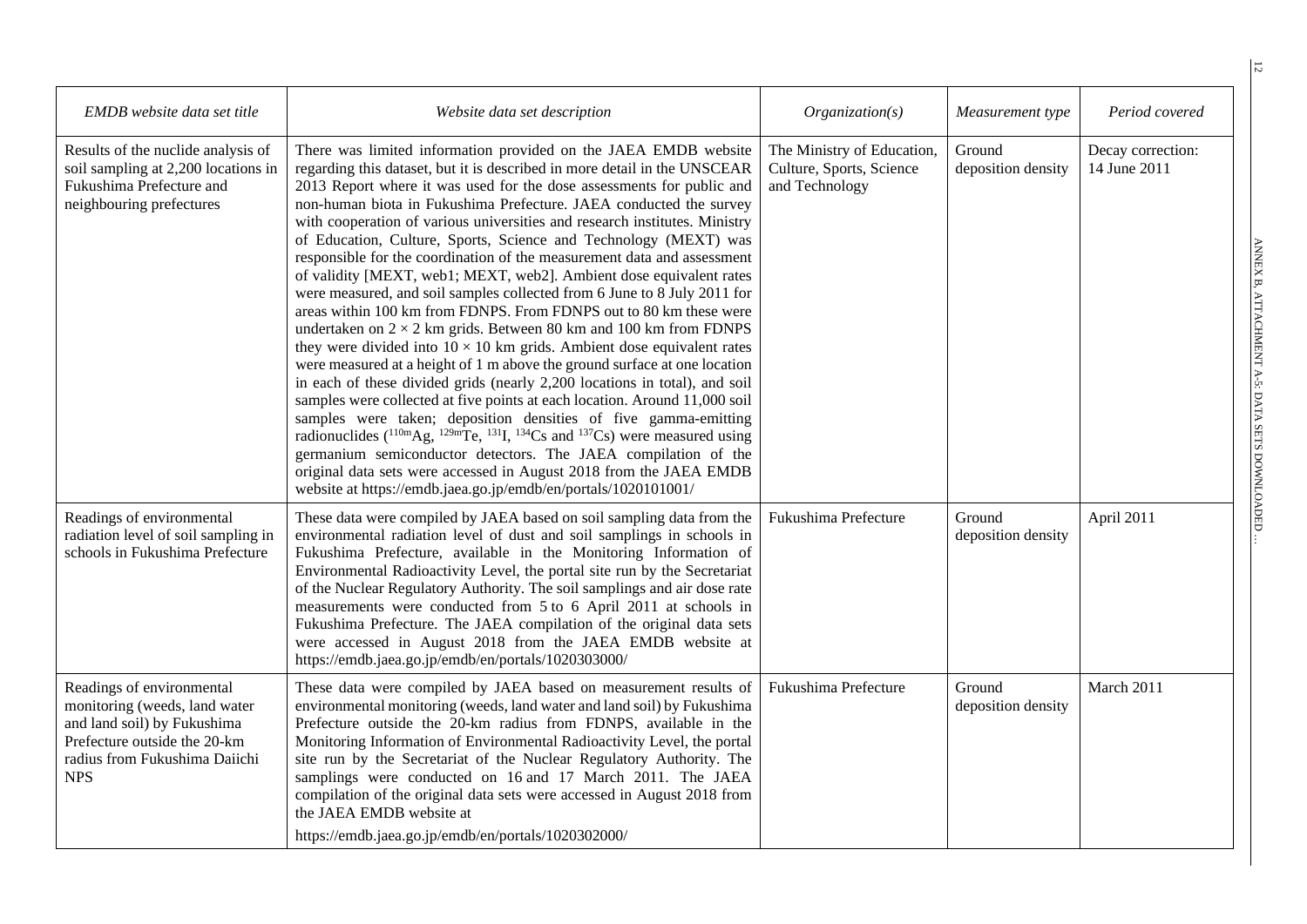| *EMDB website data set title* | *Website data set description* | *Organization(s)* | *Measurement type* | *Period covered* |
|---|---|---|---|---|
| Results of the nuclide analysis of soil sampling at 2,200 locations in Fukushima Prefecture and neighbouring prefectures | There was limited information provided on the JAEA EMDB website regarding this dataset, but it is described in more detail in the UNSCEAR 2013 Report where it was used for the dose assessments for public and non-human biota in Fukushima Prefecture. JAEA conducted the survey with cooperation of various universities and research institutes. Ministry of Education, Culture, Sports, Science and Technology (MEXT) was responsible for the coordination of the measurement data and assessment of validity [MEXT, web1; MEXT, web2]. Ambient dose equivalent rates were measured, and soil samples collected from 6 June to 8 July 2011 for areas within 100 km from FDNPS. From FDNPS out to 80 km these were undertaken on $2 \times 2$ km grids. Between 80 km and 100 km from FDNPS they were divided into $10 \times 10$ km grids. Ambient dose equivalent rates were measured at a height of 1 m above the ground surface at one location in each of these divided grids (nearly 2,200 locations in total), and soil samples were collected at five points at each location. Around 11,000 soil samples were taken; deposition densities of five gamma-emitting radionuclides ($^{110m}$Ag, $^{129m}$Te, $^{131}$I, $^{134}$Cs and $^{137}$Cs) were measured using germanium semiconductor detectors. The JAEA compilation of the original data sets were accessed in August 2018 from the JAEA EMDB website at https://emdb.jaea.go.jp/emdb/en/portals/1020101001/ | The Ministry of Education, Culture, Sports, Science and Technology | Ground deposition density | Decay correction: 14 June 2011 |
| Readings of environmental radiation level of soil sampling in schools in Fukushima Prefecture | These data were compiled by JAEA based on soil sampling data from the environmental radiation level of dust and soil samplings in schools in Fukushima Prefecture, available in the Monitoring Information of Environmental Radioactivity Level, the portal site run by the Secretariat of the Nuclear Regulatory Authority. The soil samplings and air dose rate measurements were conducted from 5 to 6 April 2011 at schools in Fukushima Prefecture. The JAEA compilation of the original data sets were accessed in August 2018 from the JAEA EMDB website at https://emdb.jaea.go.jp/emdb/en/portals/1020303000/ | Fukushima Prefecture | Ground deposition density | April 2011 |
| Readings of environmental monitoring (weeds, land water and land soil) by Fukushima Prefecture outside the 20-km radius from Fukushima Daiichi NPS | These data were compiled by JAEA based on measurement results of environmental monitoring (weeds, land water and land soil) by Fukushima Prefecture outside the 20-km radius from FDNPS, available in the Monitoring Information of Environmental Radioactivity Level, the portal site run by the Secretariat of the Nuclear Regulatory Authority. The samplings were conducted on 16 and 17 March 2011. The JAEA compilation of the original data sets were accessed in August 2018 from the JAEA EMDB website at https://emdb.jaea.go.jp/emdb/en/portals/1020302000/ | Fukushima Prefecture | Ground deposition density | March 2011 |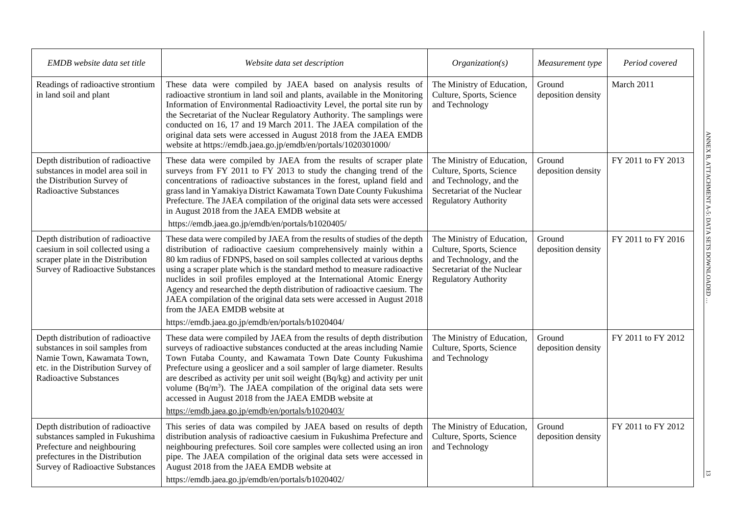| *EMDB website data set title* | *Website data set description* | *Organization(s)* | *Measurement type* | *Period covered* |
|---|---|---|---|---|
| Readings of radioactive strontium in land soil and plant | These data were compiled by JAEA based on analysis results of radioactive strontium in land soil and plants, available in the Monitoring Information of Environmental Radioactivity Level, the portal site run by the Secretariat of the Nuclear Regulatory Authority. The samplings were conducted on 16, 17 and 19 March 2011. The JAEA compilation of the original data sets were accessed in August 2018 from the JAEA EMDB website at https://emdb.jaea.go.jp/emdb/en/portals/1020301000/ | The Ministry of Education, Culture, Sports, Science and Technology | Ground deposition density | March 2011 |
| Depth distribution of radioactive substances in model area soil in the Distribution Survey of Radioactive Substances | These data were compiled by JAEA from the results of scraper plate surveys from FY 2011 to FY 2013 to study the changing trend of the concentrations of radioactive substances in the forest, upland field and grass land in Yamakiya District Kawamata Town Date County Fukushima Prefecture. The JAEA compilation of the original data sets were accessed in August 2018 from the JAEA EMDB website at https://emdb.jaea.go.jp/emdb/en/portals/b1020405/ | The Ministry of Education, Culture, Sports, Science and Technology, and the Secretariat of the Nuclear Regulatory Authority | Ground deposition density | FY 2011 to FY 2013 |
| Depth distribution of radioactive caesium in soil collected using a scraper plate in the Distribution Survey of Radioactive Substances | These data were compiled by JAEA from the results of studies of the depth distribution of radioactive caesium comprehensively mainly within a 80 km radius of FDNPS, based on soil samples collected at various depths using a scraper plate which is the standard method to measure radioactive nuclides in soil profiles employed at the International Atomic Energy Agency and researched the depth distribution of radioactive caesium. The JAEA compilation of the original data sets were accessed in August 2018 from the JAEA EMDB website at https://emdb.jaea.go.jp/emdb/en/portals/b1020404/ | The Ministry of Education, Culture, Sports, Science and Technology, and the Secretariat of the Nuclear Regulatory Authority | Ground deposition density | FY 2011 to FY 2016 |
| Depth distribution of radioactive substances in soil samples from Namie Town, Kawamata Town, etc. in the Distribution Survey of Radioactive Substances | These data were compiled by JAEA from the results of depth distribution surveys of radioactive substances conducted at the areas including Namie Town Futaba County, and Kawamata Town Date County Fukushima Prefecture using a geoslicer and a soil sampler of large diameter. Results are described as activity per unit soil weight (Bq/kg) and activity per unit volume (Bq/m$^3$). The JAEA compilation of the original data sets were accessed in August 2018 from the JAEA EMDB website at https://emdb.jaea.go.jp/emdb/en/portals/b1020403/ | The Ministry of Education, Culture, Sports, Science and Technology | Ground deposition density | FY 2011 to FY 2012 |
| Depth distribution of radioactive substances sampled in Fukushima Prefecture and neighbouring prefectures in the Distribution Survey of Radioactive Substances | This series of data was compiled by JAEA based on results of depth distribution analysis of radioactive caesium in Fukushima Prefecture and neighbouring prefectures. Soil core samples were collected using an iron pipe. The JAEA compilation of the original data sets were accessed in August 2018 from the JAEA EMDB website at https://emdb.jaea.go.jp/emdb/en/portals/b1020402/ | The Ministry of Education, Culture, Sports, Science and Technology | Ground deposition density | FY 2011 to FY 2012 |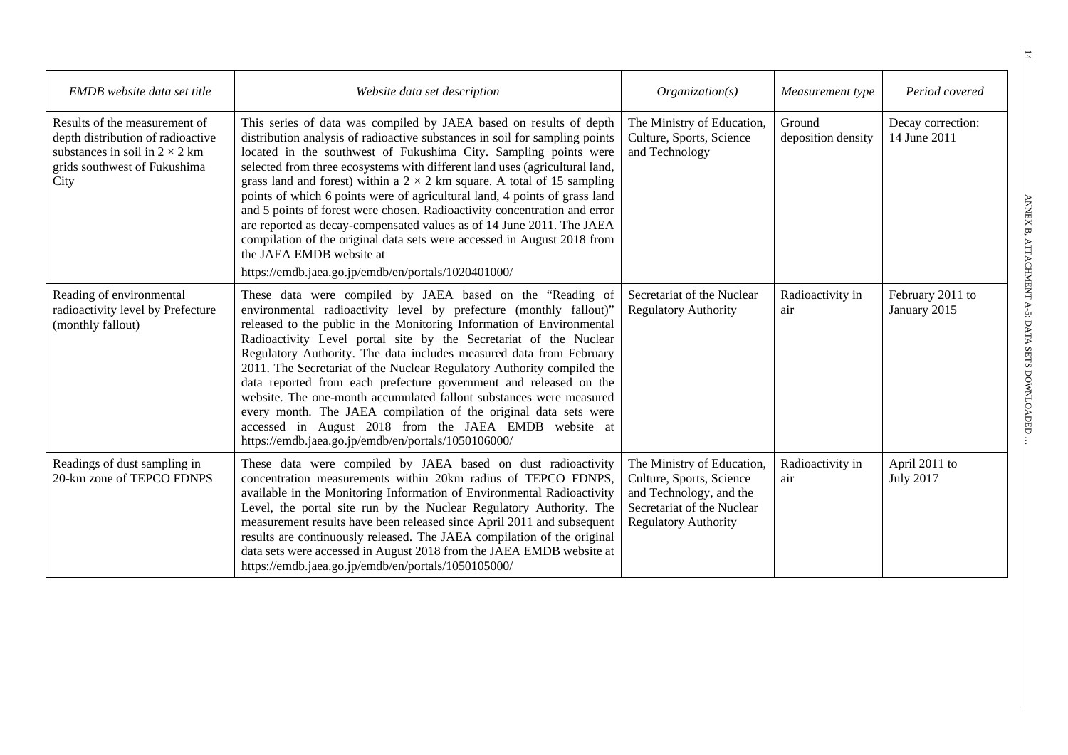| *EMDB website data set title* | *Website data set description* | *Organization(s)* | *Measurement type* | *Period covered* |
|---|---|---|---|---|
| Results of the measurement of depth distribution of radioactive substances in soil in $2 \times 2$ km grids southwest of Fukushima City | This series of data was compiled by JAEA based on results of depth distribution analysis of radioactive substances in soil for sampling points located in the southwest of Fukushima City. Sampling points were selected from three ecosystems with different land uses (agricultural land, grass land and forest) within a $2 \times 2$ km square. A total of 15 sampling points of which 6 points were of agricultural land, 4 points of grass land and 5 points of forest were chosen. Radioactivity concentration and error are reported as decay-compensated values as of 14 June 2011. The JAEA compilation of the original data sets were accessed in August 2018 from the JAEA EMDB website at https://emdb.jaea.go.jp/emdb/en/portals/1020401000/ | The Ministry of Education, Culture, Sports, Science and Technology | Ground deposition density | Decay correction: 14 June 2011 |
| Reading of environmental radioactivity level by Prefecture (monthly fallout) | These data were compiled by JAEA based on the "Reading of environmental radioactivity level by prefecture (monthly fallout)" released to the public in the Monitoring Information of Environmental Radioactivity Level portal site by the Secretariat of the Nuclear Regulatory Authority. The data includes measured data from February 2011. The Secretariat of the Nuclear Regulatory Authority compiled the data reported from each prefecture government and released on the website. The one-month accumulated fallout substances were measured every month. The JAEA compilation of the original data sets were accessed in August 2018 from the JAEA EMDB website at https://emdb.jaea.go.jp/emdb/en/portals/1050106000/ | Secretariat of the Nuclear Regulatory Authority | Radioactivity in air | February 2011 to January 2015 |
| Readings of dust sampling in 20-km zone of TEPCO FDNPS | These data were compiled by JAEA based on dust radioactivity concentration measurements within 20km radius of TEPCO FDNPS, available in the Monitoring Information of Environmental Radioactivity Level, the portal site run by the Nuclear Regulatory Authority. The measurement results have been released since April 2011 and subsequent results are continuously released. The JAEA compilation of the original data sets were accessed in August 2018 from the JAEA EMDB website at https://emdb.jaea.go.jp/emdb/en/portals/1050105000/ | The Ministry of Education, Culture, Sports, Science and Technology, and the Secretariat of the Nuclear Regulatory Authority | Radioactivity in air | April 2011 to July 2017 |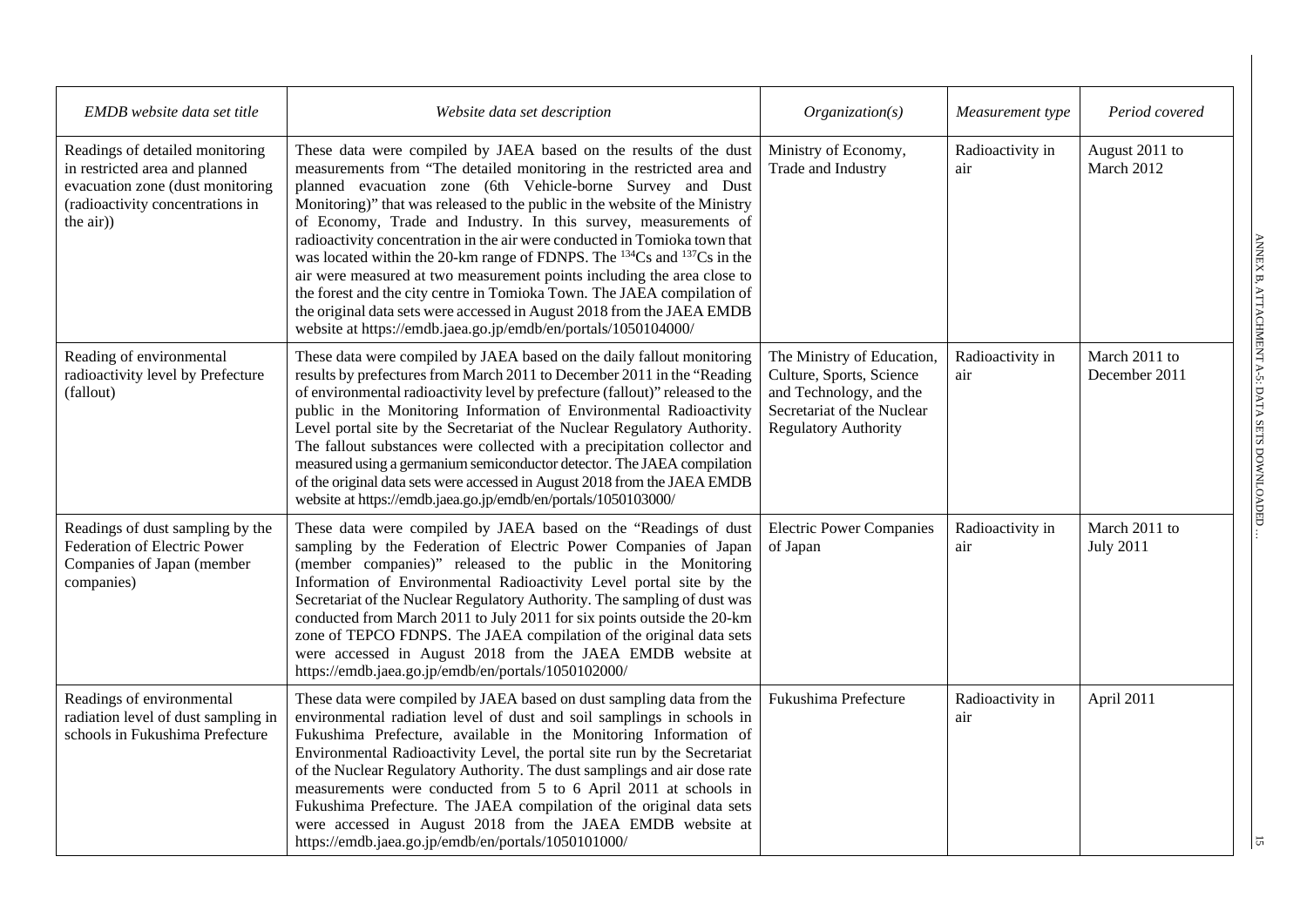| *EMDB website data set title* | *Website data set description* | *Organization(s)* | *Measurement type* | *Period covered* |
|---|---|---|---|---|
| Readings of detailed monitoring in restricted area and planned evacuation zone (dust monitoring (radioactivity concentrations in the air)) | These data were compiled by JAEA based on the results of the dust measurements from "The detailed monitoring in the restricted area and planned evacuation zone (6th Vehicle-borne Survey and Dust Monitoring)" that was released to the public in the website of the Ministry of Economy, Trade and Industry. In this survey, measurements of radioactivity concentration in the air were conducted in Tomioka town that was located within the 20-km range of FDNPS. The $^{134}$Cs and $^{137}$Cs in the air were measured at two measurement points including the area close to the forest and the city centre in Tomioka Town. The JAEA compilation of the original data sets were accessed in August 2018 from the JAEA EMDB website at https://emdb.jaea.go.jp/emdb/en/portals/1050104000/ | Ministry of Economy, Trade and Industry | Radioactivity in air | August 2011 to March 2012 |
| Reading of environmental radioactivity level by Prefecture (fallout) | These data were compiled by JAEA based on the daily fallout monitoring results by prefectures from March 2011 to December 2011 in the "Reading of environmental radioactivity level by prefecture (fallout)" released to the public in the Monitoring Information of Environmental Radioactivity Level portal site by the Secretariat of the Nuclear Regulatory Authority. The fallout substances were collected with a precipitation collector and measured using a germanium semiconductor detector. The JAEA compilation of the original data sets were accessed in August 2018 from the JAEA EMDB website at https://emdb.jaea.go.jp/emdb/en/portals/1050103000/ | The Ministry of Education, Culture, Sports, Science and Technology, and the Secretariat of the Nuclear Regulatory Authority | Radioactivity in air | March 2011 to December 2011 |
| Readings of dust sampling by the Federation of Electric Power Companies of Japan (member companies) | These data were compiled by JAEA based on the "Readings of dust sampling by the Federation of Electric Power Companies of Japan (member companies)" released to the public in the Monitoring Information of Environmental Radioactivity Level portal site by the Secretariat of the Nuclear Regulatory Authority. The sampling of dust was conducted from March 2011 to July 2011 for six points outside the 20-km zone of TEPCO FDNPS. The JAEA compilation of the original data sets were accessed in August 2018 from the JAEA EMDB website at https://emdb.jaea.go.jp/emdb/en/portals/1050102000/ | Electric Power Companies of Japan | Radioactivity in air | March 2011 to July 2011 |
| Readings of environmental radiation level of dust sampling in schools in Fukushima Prefecture | These data were compiled by JAEA based on dust sampling data from the environmental radiation level of dust and soil samplings in schools in Fukushima Prefecture, available in the Monitoring Information of Environmental Radioactivity Level, the portal site run by the Secretariat of the Nuclear Regulatory Authority. The dust samplings and air dose rate measurements were conducted from 5 to 6 April 2011 at schools in Fukushima Prefecture. The JAEA compilation of the original data sets were accessed in August 2018 from the JAEA EMDB website at https://emdb.jaea.go.jp/emdb/en/portals/1050101000/ | Fukushima Prefecture | Radioactivity in air | April 2011 |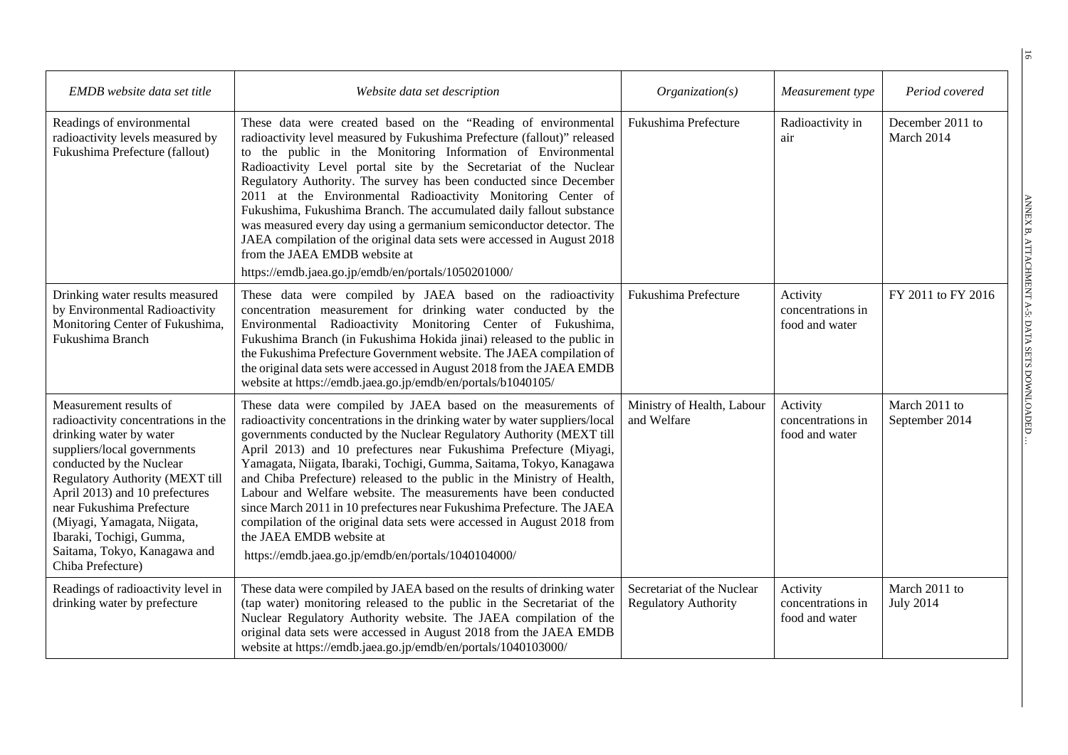| *EMDB website data set title* | *Website data set description* | *Organization(s)* | *Measurement type* | *Period covered* |
|---|---|---|---|---|
| Readings of environmental radioactivity levels measured by Fukushima Prefecture (fallout) | These data were created based on the "Reading of environmental radioactivity level measured by Fukushima Prefecture (fallout)" released to the public in the Monitoring Information of Environmental Radioactivity Level portal site by the Secretariat of the Nuclear Regulatory Authority. The survey has been conducted since December 2011 at the Environmental Radioactivity Monitoring Center of Fukushima, Fukushima Branch. The accumulated daily fallout substance was measured every day using a germanium semiconductor detector. The JAEA compilation of the original data sets were accessed in August 2018 from the JAEA EMDB website at https://emdb.jaea.go.jp/emdb/en/portals/1050201000/ | Fukushima Prefecture | Radioactivity in air | December 2011 to March 2014 |
| Drinking water results measured by Environmental Radioactivity Monitoring Center of Fukushima, Fukushima Branch | These data were compiled by JAEA based on the radioactivity concentration measurement for drinking water conducted by the Environmental Radioactivity Monitoring Center of Fukushima, Fukushima Branch (in Fukushima Hokida jinai) released to the public in the Fukushima Prefecture Government website. The JAEA compilation of the original data sets were accessed in August 2018 from the JAEA EMDB website at https://emdb.jaea.go.jp/emdb/en/portals/b1040105/ | Fukushima Prefecture | Activity concentrations in food and water | FY 2011 to FY 2016 |
| Measurement results of radioactivity concentrations in the drinking water by water suppliers/local governments conducted by the Nuclear Regulatory Authority (MEXT till April 2013) and 10 prefectures near Fukushima Prefecture (Miyagi, Yamagata, Niigata, Ibaraki, Tochigi, Gumma, Saitama, Tokyo, Kanagawa and Chiba Prefecture) | These data were compiled by JAEA based on the measurements of radioactivity concentrations in the drinking water by water suppliers/local governments conducted by the Nuclear Regulatory Authority (MEXT till April 2013) and 10 prefectures near Fukushima Prefecture (Miyagi, Yamagata, Niigata, Ibaraki, Tochigi, Gumma, Saitama, Tokyo, Kanagawa and Chiba Prefecture) released to the public in the Ministry of Health, Labour and Welfare website. The measurements have been conducted since March 2011 in 10 prefectures near Fukushima Prefecture. The JAEA compilation of the original data sets were accessed in August 2018 from the JAEA EMDB website at https://emdb.jaea.go.jp/emdb/en/portals/1040104000/ | Ministry of Health, Labour and Welfare | Activity concentrations in food and water | March 2011 to September 2014 |
| Readings of radioactivity level in drinking water by prefecture | These data were compiled by JAEA based on the results of drinking water (tap water) monitoring released to the public in the Secretariat of the Nuclear Regulatory Authority website. The JAEA compilation of the original data sets were accessed in August 2018 from the JAEA EMDB website at https://emdb.jaea.go.jp/emdb/en/portals/1040103000/ | Secretariat of the Nuclear Regulatory Authority | Activity concentrations in food and water | March 2011 to July 2014 |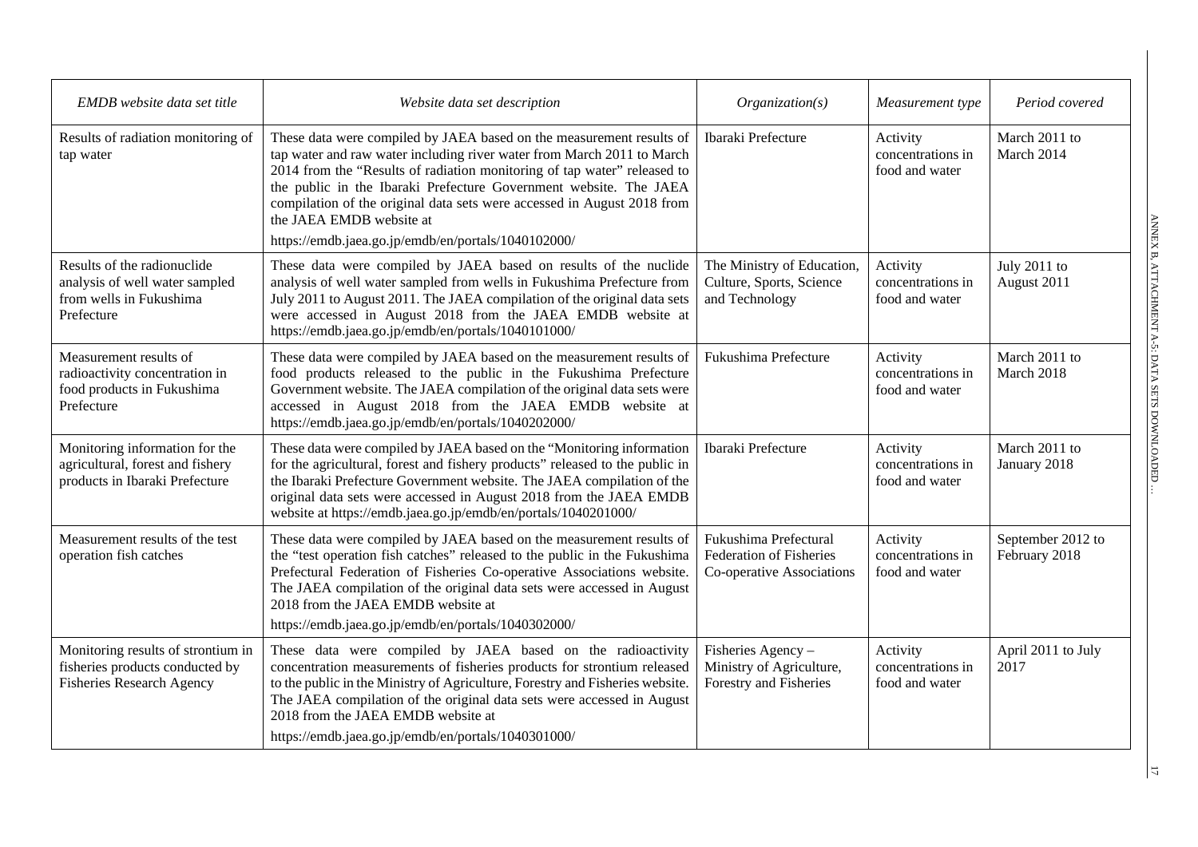| *EMDB website data set title* | *Website data set description* | *Organization(s)* | *Measurement type* | *Period covered* |
|---|---|---|---|---|
| Results of radiation monitoring of tap water | These data were compiled by JAEA based on the measurement results of tap water and raw water including river water from March 2011 to March 2014 from the "Results of radiation monitoring of tap water" released to the public in the Ibaraki Prefecture Government website. The JAEA compilation of the original data sets were accessed in August 2018 from the JAEA EMDB website at https://emdb.jaea.go.jp/emdb/en/portals/1040102000/ | Ibaraki Prefecture | Activity concentrations in food and water | March 2011 to March 2014 |
| Results of the radionuclide analysis of well water sampled from wells in Fukushima Prefecture | These data were compiled by JAEA based on results of the nuclide analysis of well water sampled from wells in Fukushima Prefecture from July 2011 to August 2011. The JAEA compilation of the original data sets were accessed in August 2018 from the JAEA EMDB website at https://emdb.jaea.go.jp/emdb/en/portals/1040101000/ | The Ministry of Education, Culture, Sports, Science and Technology | Activity concentrations in food and water | July 2011 to August 2011 |
| Measurement results of radioactivity concentration in food products in Fukushima Prefecture | These data were compiled by JAEA based on the measurement results of food products released to the public in the Fukushima Prefecture Government website. The JAEA compilation of the original data sets were accessed in August 2018 from the JAEA EMDB website at https://emdb.jaea.go.jp/emdb/en/portals/1040202000/ | Fukushima Prefecture | Activity concentrations in food and water | March 2011 to March 2018 |
| Monitoring information for the agricultural, forest and fishery products in Ibaraki Prefecture | These data were compiled by JAEA based on the "Monitoring information for the agricultural, forest and fishery products" released to the public in the Ibaraki Prefecture Government website. The JAEA compilation of the original data sets were accessed in August 2018 from the JAEA EMDB website at https://emdb.jaea.go.jp/emdb/en/portals/1040201000/ | Ibaraki Prefecture | Activity concentrations in food and water | March 2011 to January 2018 |
| Measurement results of the test operation fish catches | These data were compiled by JAEA based on the measurement results of the "test operation fish catches" released to the public in the Fukushima Prefectural Federation of Fisheries Co-operative Associations website. The JAEA compilation of the original data sets were accessed in August 2018 from the JAEA EMDB website at https://emdb.jaea.go.jp/emdb/en/portals/1040302000/ | Fukushima Prefectural Federation of Fisheries Co-operative Associations | Activity concentrations in food and water | September 2012 to February 2018 |
| Monitoring results of strontium in fisheries products conducted by Fisheries Research Agency | These data were compiled by JAEA based on the radioactivity concentration measurements of fisheries products for strontium released to the public in the Ministry of Agriculture, Forestry and Fisheries website. The JAEA compilation of the original data sets were accessed in August 2018 from the JAEA EMDB website at https://emdb.jaea.go.jp/emdb/en/portals/1040301000/ | Fisheries Agency – Ministry of Agriculture, Forestry and Fisheries | Activity concentrations in food and water | April 2011 to July 2017 |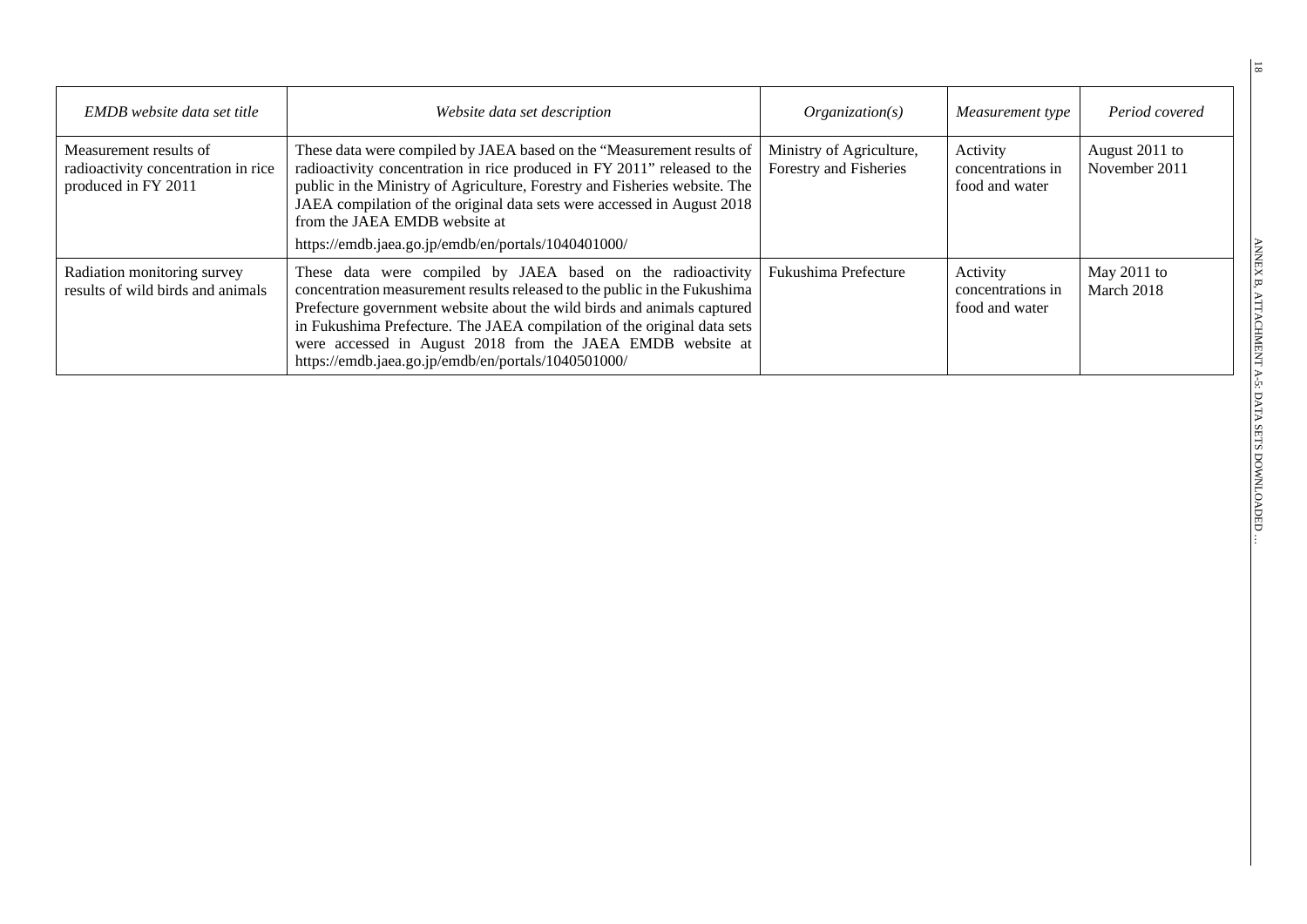| *EMDB website data set title* | *Website data set description* | *Organization(s)* | *Measurement type* | *Period covered* |
|---|---|---|---|---|
| Measurement results of radioactivity concentration in rice produced in FY 2011 | These data were compiled by JAEA based on the "Measurement results of radioactivity concentration in rice produced in FY 2011" released to the public in the Ministry of Agriculture, Forestry and Fisheries website. The JAEA compilation of the original data sets were accessed in August 2018 from the JAEA EMDB website at https://emdb.jaea.go.jp/emdb/en/portals/1040401000/ | Ministry of Agriculture, Forestry and Fisheries | Activity concentrations in food and water | August 2011 to November 2011 |
| Radiation monitoring survey results of wild birds and animals | These data were compiled by JAEA based on the radioactivity concentration measurement results released to the public in the Fukushima Prefecture government website about the wild birds and animals captured in Fukushima Prefecture. The JAEA compilation of the original data sets were accessed in August 2018 from the JAEA EMDB website at https://emdb.jaea.go.jp/emdb/en/portals/1040501000/ | Fukushima Prefecture | Activity concentrations in food and water | May 2011 to March 2018 |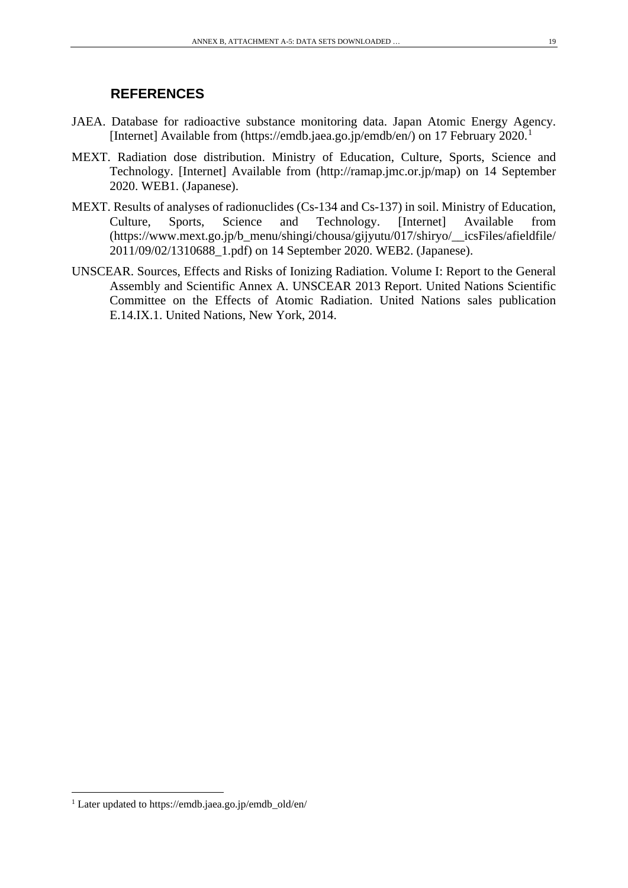## REFERENCES

JAEA. Database for radioactive substance monitoring data. Japan Atomic Energy Agency. [Internet] Available from (https://emdb.jaea.go.jp/emdb/en/) on 17 February 2020.[1]

MEXT. Radiation dose distribution. Ministry of Education, Culture, Sports, Science and Technology. [Internet] Available from (http://ramap.jmc.or.jp/map) on 14 September 2020. WEB1. (Japanese).

MEXT. Results of analyses of radionuclides (Cs-134 and Cs-137) in soil. Ministry of Education, Culture, Sports, Science and Technology. [Internet] Available from (https://www.mext.go.jp/b_menu/shingi/chousa/gijyutu/017/shiryo/__icsFiles/afieldfile/2011/09/02/1310688_1.pdf) on 14 September 2020. WEB2. (Japanese).

UNSCEAR. Sources, Effects and Risks of Ionizing Radiation. Volume I: Report to the General Assembly and Scientific Annex A. UNSCEAR 2013 Report. United Nations Scientific Committee on the Effects of Atomic Radiation. United Nations sales publication E.14.IX.1. United Nations, New York, 2014.

---

[1] Later updated to https://emdb.jaea.go.jp/emdb_old/en/